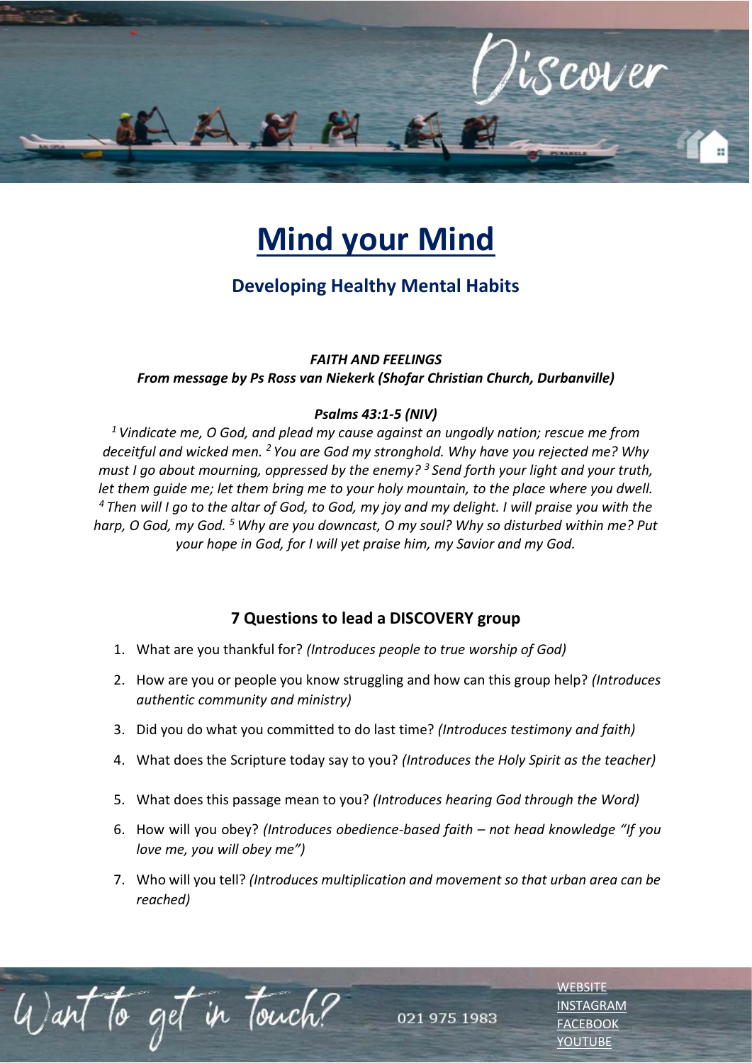Discover

# Mind your Mind

## Developing Healthy Mental Habits

***FAITH AND FEELINGS***
***From message by Ps Ross van Niekerk (Shofar Christian Church, Durbanville)***

***Psalms 43:1-5 (NIV)***

*[1] Vindicate me, O God, and plead my cause against an ungodly nation; rescue me from deceitful and wicked men. [2] You are God my stronghold. Why have you rejected me? Why must I go about mourning, oppressed by the enemy? [3] Send forth your light and your truth, let them guide me; let them bring me to your holy mountain, to the place where you dwell. [4] Then will I go to the altar of God, to God, my joy and my delight. I will praise you with the harp, O God, my God. [5] Why are you downcast, O my soul? Why so disturbed within me? Put your hope in God, for I will yet praise him, my Savior and my God.*

### 7 Questions to lead a DISCOVERY group

1. What are you thankful for? *(Introduces people to true worship of God)*
2. How are you or people you know struggling and how can this group help? *(Introduces authentic community and ministry)*
3. Did you do what you committed to do last time? *(Introduces testimony and faith)*
4. What does the Scripture today say to you? *(Introduces the Holy Spirit as the teacher)*
5. What does this passage mean to you? *(Introduces hearing God through the Word)*
6. How will you obey? *(Introduces obedience-based faith – not head knowledge "If you love me, you will obey me")*
7. Who will you tell? *(Introduces multiplication and movement so that urban area can be reached)*

Want to get in touch?

021 975 1983

WEBSITE
INSTAGRAM
FACEBOOK
YOUTUBE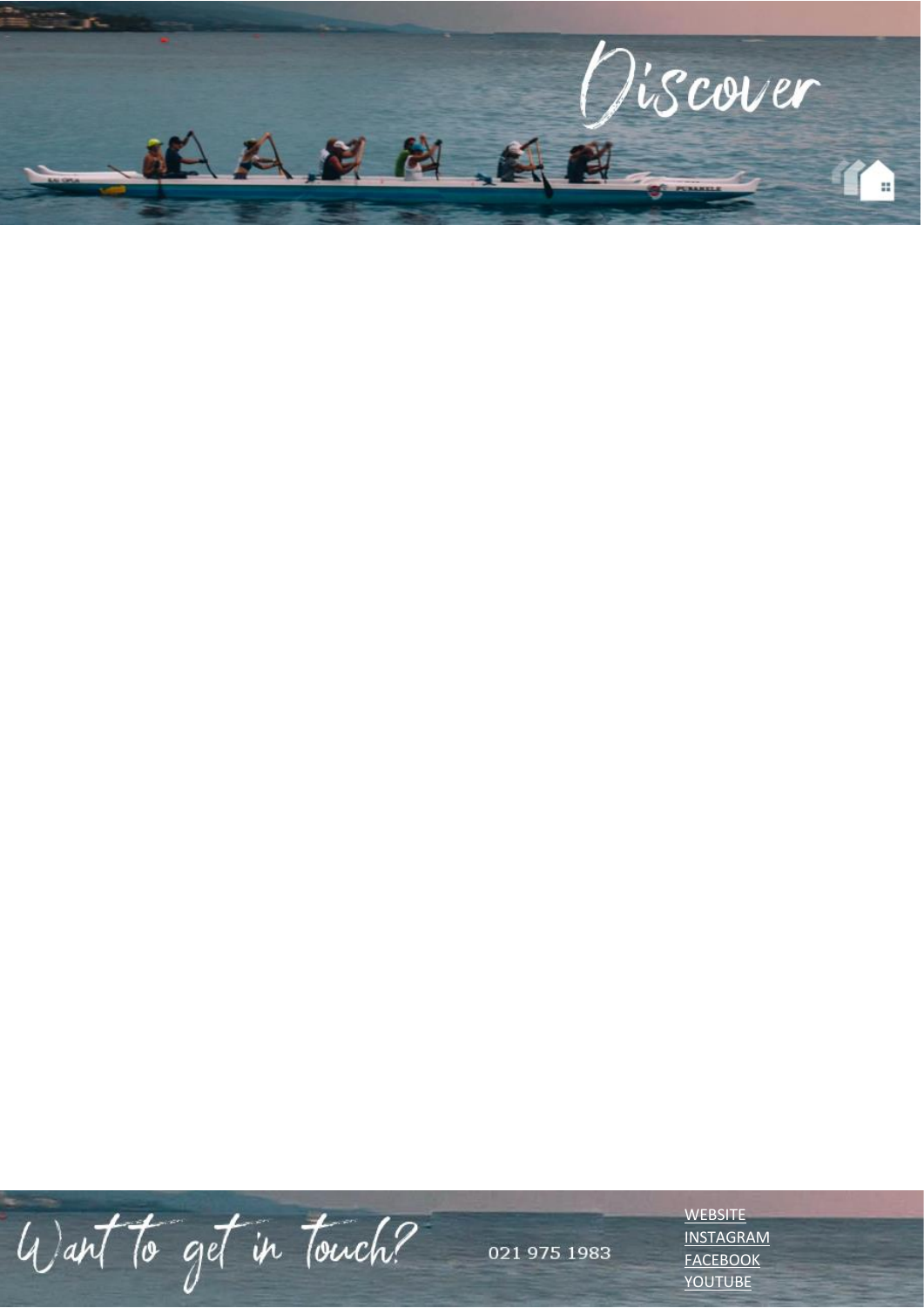Discover

Want to get in touch?

021 975 1983

WEBSITE
INSTAGRAM
FACEBOOK
YOUTUBE